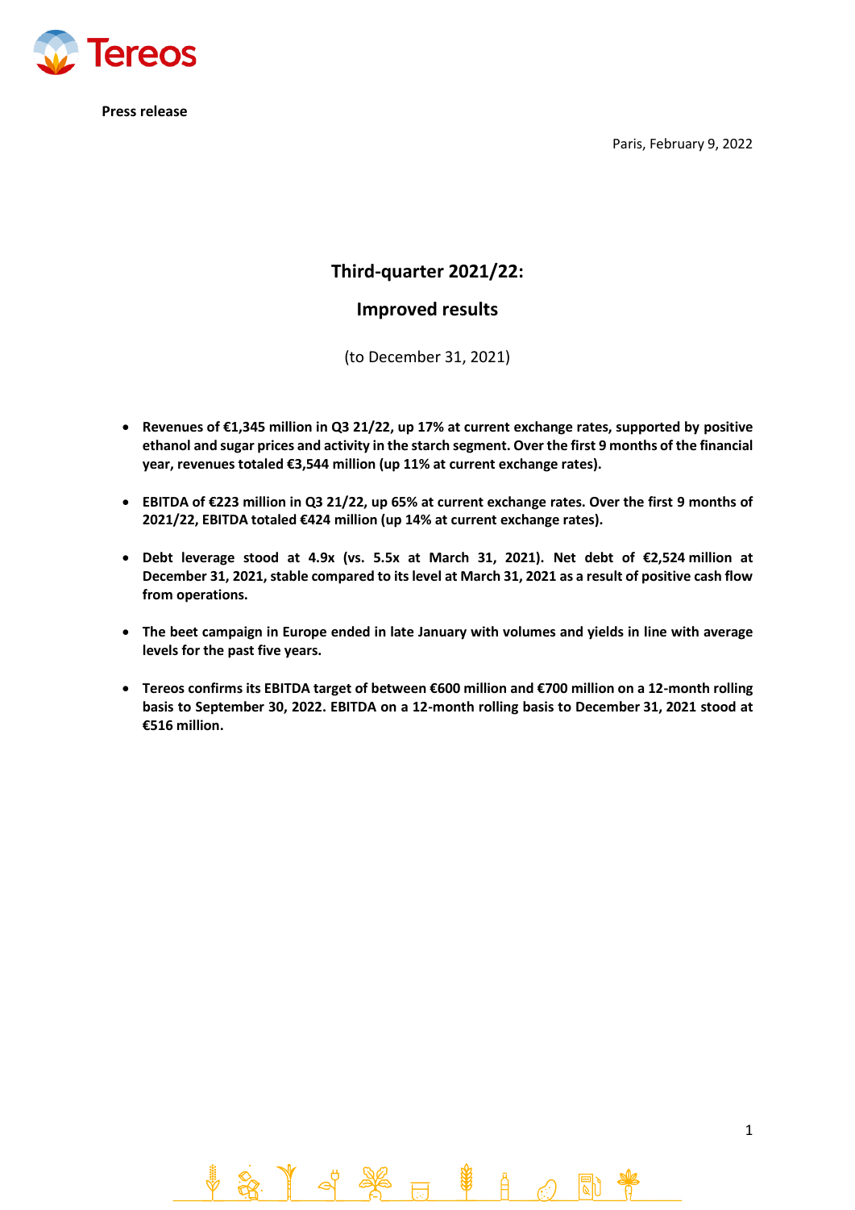**Press release**

Paris, February 9, 2022

# Third-quarter 2021/22:

# Improved results

(to December 31, 2021)

- **Revenues of €1,345 million in Q3 21/22, up 17% at current exchange rates, supported by positive ethanol and sugar prices and activity in the starch segment. Over the first 9 months of the financial year, revenues totaled €3,544 million (up 11% at current exchange rates).**

- **EBITDA of €223 million in Q3 21/22, up 65% at current exchange rates. Over the first 9 months of 2021/22, EBITDA totaled €424 million (up 14% at current exchange rates).**

- **Debt leverage stood at 4.9x (vs. 5.5x at March 31, 2021). Net debt of €2,524 million at December 31, 2021, stable compared to its level at March 31, 2021 as a result of positive cash flow from operations.**

- **The beet campaign in Europe ended in late January with volumes and yields in line with average levels for the past five years.**

- **Tereos confirms its EBITDA target of between €600 million and €700 million on a 12-month rolling basis to September 30, 2022. EBITDA on a 12-month rolling basis to December 31, 2021 stood at €516 million.**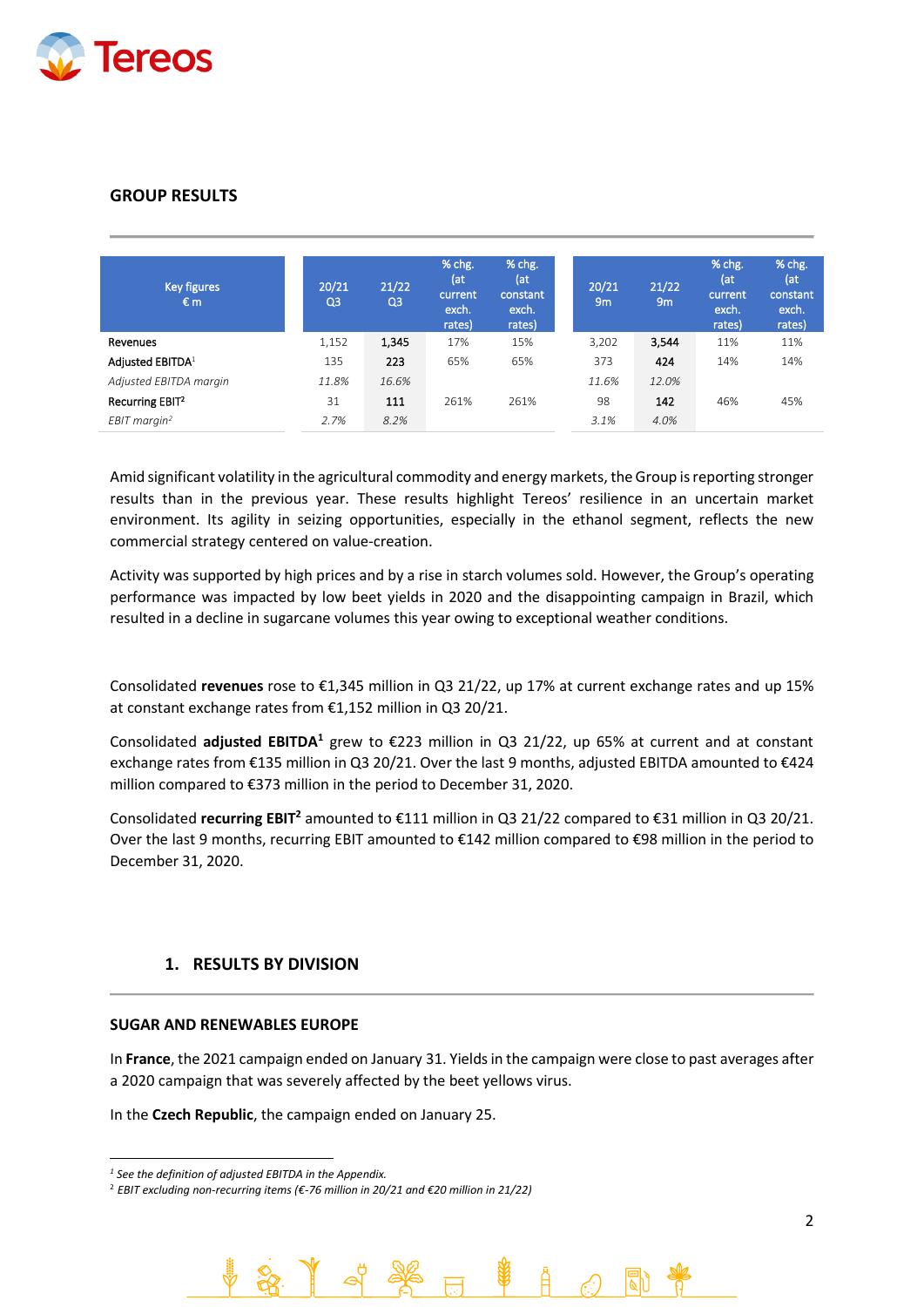## GROUP RESULTS

| Key figures<br>€ m | 20/21<br>Q3 | 21/22<br>Q3 | % chg. (at current exch. rates) | % chg. (at constant exch. rates) | 20/21<br>9m | 21/22<br>9m | % chg. (at current exch. rates) | % chg. (at constant exch. rates) |
|---|---|---|---|---|---|---|---|---|
| Revenues | 1,152 | **1,345** | 17% | 15% | 3,202 | **3,544** | 11% | 11% |
| Adjusted EBITDA[1] | 135 | **223** | 65% | 65% | 373 | **424** | 14% | 14% |
| *Adjusted EBITDA margin* | *11.8%* | *16.6%* | | | *11.6%* | *12.0%* | | |
| Recurring EBIT[2] | 31 | **111** | 261% | 261% | 98 | **142** | 46% | 45% |
| *EBIT margin[2]* | *2.7%* | *8.2%* | | | *3.1%* | *4.0%* | | |

Amid significant volatility in the agricultural commodity and energy markets, the Group is reporting stronger results than in the previous year. These results highlight Tereos' resilience in an uncertain market environment. Its agility in seizing opportunities, especially in the ethanol segment, reflects the new commercial strategy centered on value-creation.

Activity was supported by high prices and by a rise in starch volumes sold. However, the Group's operating performance was impacted by low beet yields in 2020 and the disappointing campaign in Brazil, which resulted in a decline in sugarcane volumes this year owing to exceptional weather conditions.

Consolidated **revenues** rose to €1,345 million in Q3 21/22, up 17% at current exchange rates and up 15% at constant exchange rates from €1,152 million in Q3 20/21.

Consolidated **adjusted EBITDA**[1] grew to €223 million in Q3 21/22, up 65% at current and at constant exchange rates from €135 million in Q3 20/21. Over the last 9 months, adjusted EBITDA amounted to €424 million compared to €373 million in the period to December 31, 2020.

Consolidated **recurring EBIT**[2] amounted to €111 million in Q3 21/22 compared to €31 million in Q3 20/21. Over the last 9 months, recurring EBIT amounted to €142 million compared to €98 million in the period to December 31, 2020.

## 1. RESULTS BY DIVISION

### SUGAR AND RENEWABLES EUROPE

In **France**, the 2021 campaign ended on January 31. Yields in the campaign were close to past averages after a 2020 campaign that was severely affected by the beet yellows virus.

In the **Czech Republic**, the campaign ended on January 25.

---

[1] *See the definition of adjusted EBITDA in the Appendix.*
[2] *EBIT excluding non-recurring items (€-76 million in 20/21 and €20 million in 21/22)*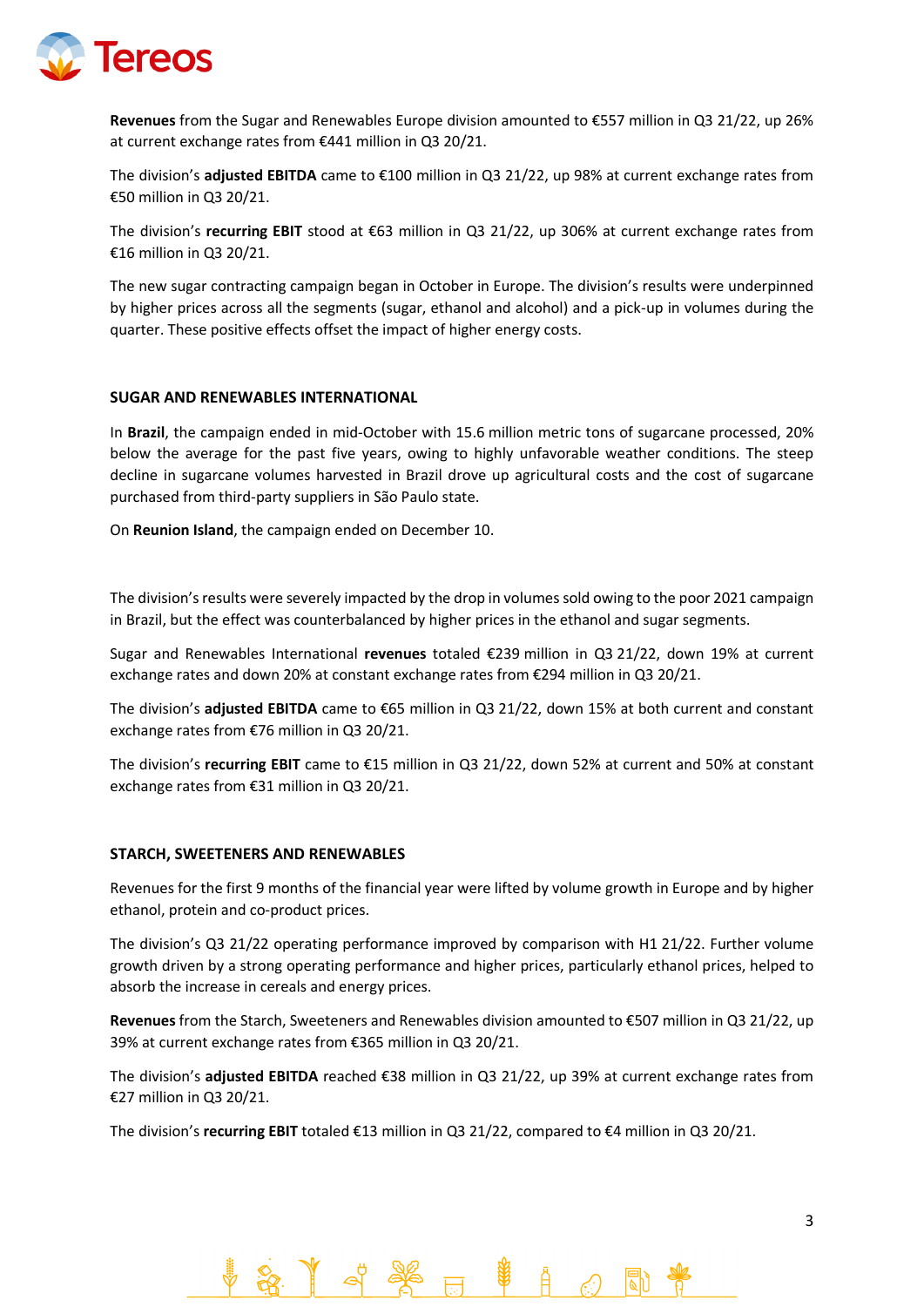**Revenues** from the Sugar and Renewables Europe division amounted to €557 million in Q3 21/22, up 26% at current exchange rates from €441 million in Q3 20/21.

The division's **adjusted EBITDA** came to €100 million in Q3 21/22, up 98% at current exchange rates from €50 million in Q3 20/21.

The division's **recurring EBIT** stood at €63 million in Q3 21/22, up 306% at current exchange rates from €16 million in Q3 20/21.

The new sugar contracting campaign began in October in Europe. The division's results were underpinned by higher prices across all the segments (sugar, ethanol and alcohol) and a pick-up in volumes during the quarter. These positive effects offset the impact of higher energy costs.

### SUGAR AND RENEWABLES INTERNATIONAL

In **Brazil**, the campaign ended in mid-October with 15.6 million metric tons of sugarcane processed, 20% below the average for the past five years, owing to highly unfavorable weather conditions. The steep decline in sugarcane volumes harvested in Brazil drove up agricultural costs and the cost of sugarcane purchased from third-party suppliers in São Paulo state.

On **Reunion Island**, the campaign ended on December 10.

The division's results were severely impacted by the drop in volumes sold owing to the poor 2021 campaign in Brazil, but the effect was counterbalanced by higher prices in the ethanol and sugar segments.

Sugar and Renewables International **revenues** totaled €239 million in Q3 21/22, down 19% at current exchange rates and down 20% at constant exchange rates from €294 million in Q3 20/21.

The division's **adjusted EBITDA** came to €65 million in Q3 21/22, down 15% at both current and constant exchange rates from €76 million in Q3 20/21.

The division's **recurring EBIT** came to €15 million in Q3 21/22, down 52% at current and 50% at constant exchange rates from €31 million in Q3 20/21.

### STARCH, SWEETENERS AND RENEWABLES

Revenues for the first 9 months of the financial year were lifted by volume growth in Europe and by higher ethanol, protein and co-product prices.

The division's Q3 21/22 operating performance improved by comparison with H1 21/22. Further volume growth driven by a strong operating performance and higher prices, particularly ethanol prices, helped to absorb the increase in cereals and energy prices.

**Revenues** from the Starch, Sweeteners and Renewables division amounted to €507 million in Q3 21/22, up 39% at current exchange rates from €365 million in Q3 20/21.

The division's **adjusted EBITDA** reached €38 million in Q3 21/22, up 39% at current exchange rates from €27 million in Q3 20/21.

The division's **recurring EBIT** totaled €13 million in Q3 21/22, compared to €4 million in Q3 20/21.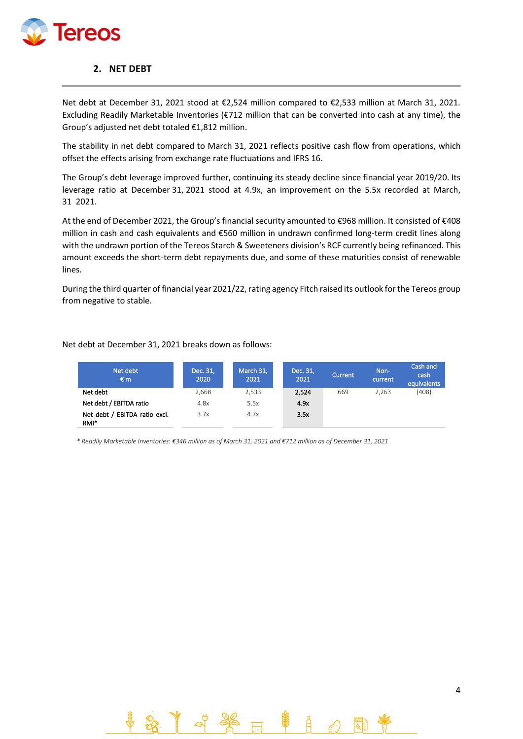## 2. NET DEBT

Net debt at December 31, 2021 stood at €2,524 million compared to €2,533 million at March 31, 2021. Excluding Readily Marketable Inventories (€712 million that can be converted into cash at any time), the Group's adjusted net debt totaled €1,812 million.

The stability in net debt compared to March 31, 2021 reflects positive cash flow from operations, which offset the effects arising from exchange rate fluctuations and IFRS 16.

The Group's debt leverage improved further, continuing its steady decline since financial year 2019/20. Its leverage ratio at December 31, 2021 stood at 4.9x, an improvement on the 5.5x recorded at March, 31 2021.

At the end of December 2021, the Group's financial security amounted to €968 million. It consisted of €408 million in cash and cash equivalents and €560 million in undrawn confirmed long-term credit lines along with the undrawn portion of the Tereos Starch & Sweeteners division's RCF currently being refinanced. This amount exceeds the short-term debt repayments due, and some of these maturities consist of renewable lines.

During the third quarter of financial year 2021/22, rating agency Fitch raised its outlook for the Tereos group from negative to stable.

Net debt at December 31, 2021 breaks down as follows:

| Net debt €m | Dec. 31, 2020 | March 31, 2021 | Dec. 31, 2021 | Current | Non-current | Cash and cash equivalents |
|---|---|---|---|---|---|---|
| Net debt | 2,668 | 2,533 | **2,524** | 669 | 2,263 | (408) |
| Net debt / EBITDA ratio | 4.8x | 5.5x | **4.9x** | | | |
| Net debt / EBITDA ratio excl. RMI* | 3.7x | 4.7x | **3.5x** | | | |

*\* Readily Marketable Inventories: €346 million as of March 31, 2021 and €712 million as of December 31, 2021*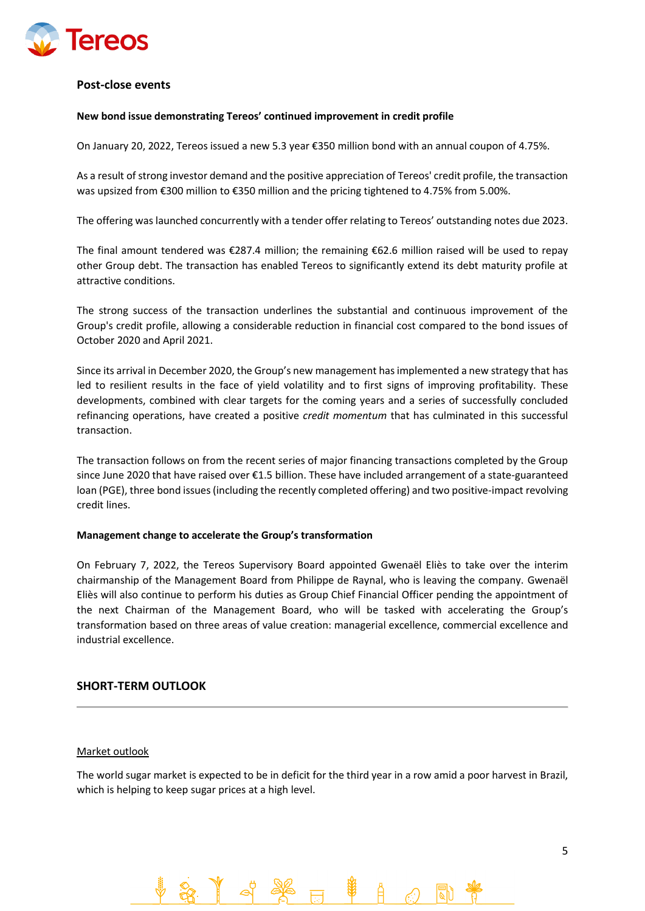## Post-close events

**New bond issue demonstrating Tereos' continued improvement in credit profile**

On January 20, 2022, Tereos issued a new 5.3 year €350 million bond with an annual coupon of 4.75%.

As a result of strong investor demand and the positive appreciation of Tereos' credit profile, the transaction was upsized from €300 million to €350 million and the pricing tightened to 4.75% from 5.00%.

The offering was launched concurrently with a tender offer relating to Tereos' outstanding notes due 2023.

The final amount tendered was €287.4 million; the remaining €62.6 million raised will be used to repay other Group debt. The transaction has enabled Tereos to significantly extend its debt maturity profile at attractive conditions.

The strong success of the transaction underlines the substantial and continuous improvement of the Group's credit profile, allowing a considerable reduction in financial cost compared to the bond issues of October 2020 and April 2021.

Since its arrival in December 2020, the Group's new management has implemented a new strategy that has led to resilient results in the face of yield volatility and to first signs of improving profitability. These developments, combined with clear targets for the coming years and a series of successfully concluded refinancing operations, have created a positive *credit momentum* that has culminated in this successful transaction.

The transaction follows on from the recent series of major financing transactions completed by the Group since June 2020 that have raised over €1.5 billion. These have included arrangement of a state-guaranteed loan (PGE), three bond issues (including the recently completed offering) and two positive-impact revolving credit lines.

**Management change to accelerate the Group's transformation**

On February 7, 2022, the Tereos Supervisory Board appointed Gwenaël Eliès to take over the interim chairmanship of the Management Board from Philippe de Raynal, who is leaving the company. Gwenaël Eliès will also continue to perform his duties as Group Chief Financial Officer pending the appointment of the next Chairman of the Management Board, who will be tasked with accelerating the Group's transformation based on three areas of value creation: managerial excellence, commercial excellence and industrial excellence.

## SHORT-TERM OUTLOOK

Market outlook

The world sugar market is expected to be in deficit for the third year in a row amid a poor harvest in Brazil, which is helping to keep sugar prices at a high level.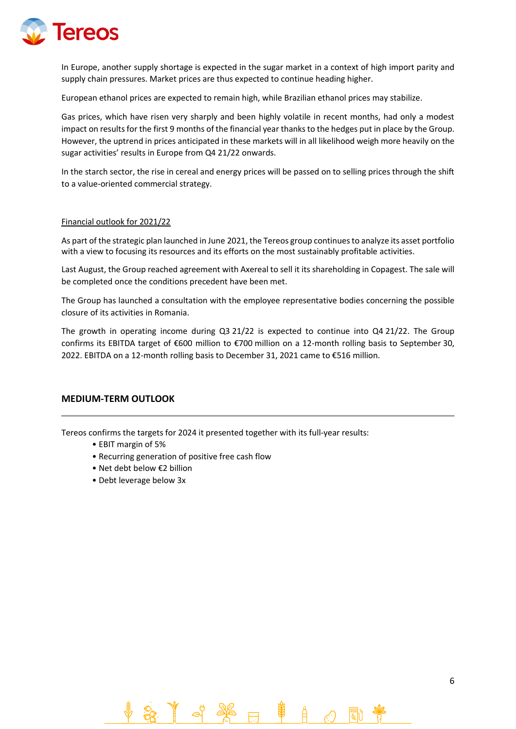In Europe, another supply shortage is expected in the sugar market in a context of high import parity and supply chain pressures. Market prices are thus expected to continue heading higher.

European ethanol prices are expected to remain high, while Brazilian ethanol prices may stabilize.

Gas prices, which have risen very sharply and been highly volatile in recent months, had only a modest impact on results for the first 9 months of the financial year thanks to the hedges put in place by the Group. However, the uptrend in prices anticipated in these markets will in all likelihood weigh more heavily on the sugar activities' results in Europe from Q4 21/22 onwards.

In the starch sector, the rise in cereal and energy prices will be passed on to selling prices through the shift to a value-oriented commercial strategy.

Financial outlook for 2021/22

As part of the strategic plan launched in June 2021, the Tereos group continues to analyze its asset portfolio with a view to focusing its resources and its efforts on the most sustainably profitable activities.

Last August, the Group reached agreement with Axereal to sell it its shareholding in Copagest. The sale will be completed once the conditions precedent have been met.

The Group has launched a consultation with the employee representative bodies concerning the possible closure of its activities in Romania.

The growth in operating income during Q3 21/22 is expected to continue into Q4 21/22. The Group confirms its EBITDA target of €600 million to €700 million on a 12-month rolling basis to September 30, 2022. EBITDA on a 12-month rolling basis to December 31, 2021 came to €516 million.

## MEDIUM-TERM OUTLOOK

Tereos confirms the targets for 2024 it presented together with its full-year results:

- EBIT margin of 5%
- Recurring generation of positive free cash flow
- Net debt below €2 billion
- Debt leverage below 3x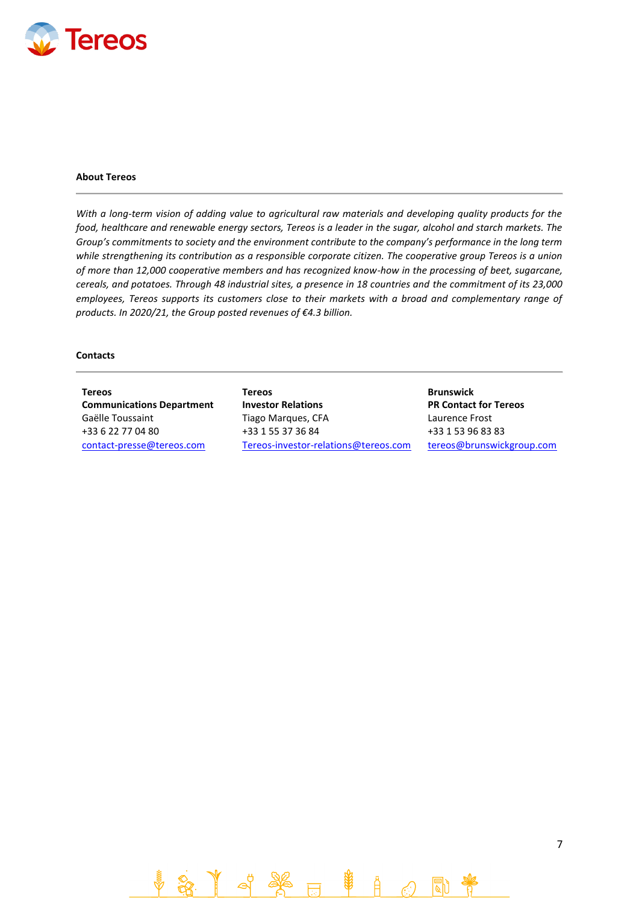## About Tereos

*With a long-term vision of adding value to agricultural raw materials and developing quality products for the food, healthcare and renewable energy sectors, Tereos is a leader in the sugar, alcohol and starch markets. The Group's commitments to society and the environment contribute to the company's performance in the long term while strengthening its contribution as a responsible corporate citizen. The cooperative group Tereos is a union of more than 12,000 cooperative members and has recognized know-how in the processing of beet, sugarcane, cereals, and potatoes. Through 48 industrial sites, a presence in 18 countries and the commitment of its 23,000 employees, Tereos supports its customers close to their markets with a broad and complementary range of products. In 2020/21, the Group posted revenues of €4.3 billion.*

## Contacts

**Tereos**
**Communications Department**
Gaëlle Toussaint
+33 6 22 77 04 80
contact-presse@tereos.com

**Tereos**
**Investor Relations**
Tiago Marques, CFA
+33 1 55 37 36 84
Tereos-investor-relations@tereos.com

**Brunswick**
**PR Contact for Tereos**
Laurence Frost
+33 1 53 96 83 83
tereos@brunswickgroup.com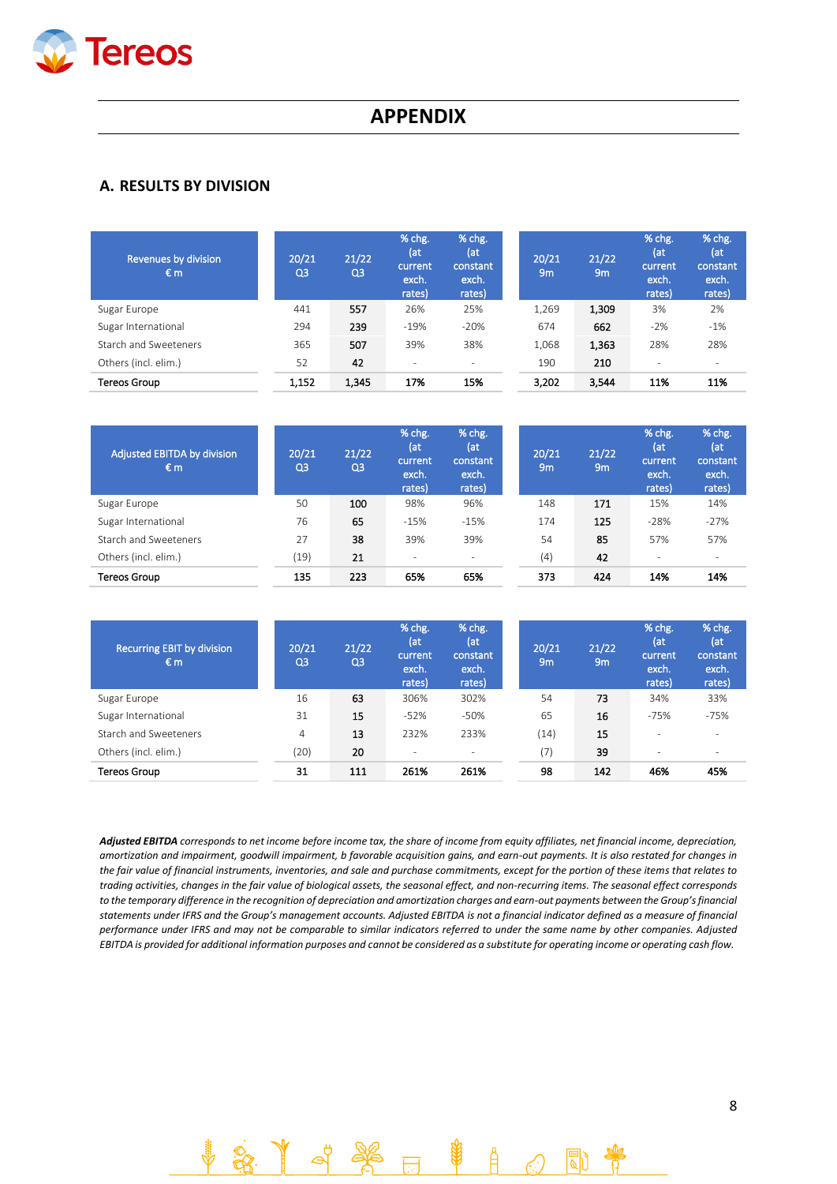# APPENDIX

## A. RESULTS BY DIVISION

| Revenues by division €m | 20/21 Q3 | 21/22 Q3 | % chg. (at current exch. rates) | % chg. (at constant exch. rates) | 20/21 9m | 21/22 9m | % chg. (at current exch. rates) | % chg. (at constant exch. rates) |
|---|---|---|---|---|---|---|---|---|
| Sugar Europe | 441 | **557** | 26% | 25% | 1,269 | **1,309** | 3% | 2% |
| Sugar International | 294 | **239** | -19% | -20% | 674 | **662** | -2% | -1% |
| Starch and Sweeteners | 365 | **507** | 39% | 38% | 1,068 | **1,363** | 28% | 28% |
| Others (incl. elim.) | 52 | **42** | - | - | 190 | **210** | - | - |
| Tereos Group | 1,152 | **1,345** | **17%** | **15%** | 3,202 | **3,544** | **11%** | **11%** |

| Adjusted EBITDA by division €m | 20/21 Q3 | 21/22 Q3 | % chg. (at current exch. rates) | % chg. (at constant exch. rates) | 20/21 9m | 21/22 9m | % chg. (at current exch. rates) | % chg. (at constant exch. rates) |
|---|---|---|---|---|---|---|---|---|
| Sugar Europe | 50 | **100** | 98% | 96% | 148 | **171** | 15% | 14% |
| Sugar International | 76 | **65** | -15% | -15% | 174 | **125** | -28% | -27% |
| Starch and Sweeteners | 27 | **38** | 39% | 39% | 54 | **85** | 57% | 57% |
| Others (incl. elim.) | (19) | **21** | - | - | (4) | **42** | - | - |
| Tereos Group | 135 | **223** | **65%** | **65%** | 373 | **424** | **14%** | **14%** |

| Recurring EBIT by division €m | 20/21 Q3 | 21/22 Q3 | % chg. (at current exch. rates) | % chg. (at constant exch. rates) | 20/21 9m | 21/22 9m | % chg. (at current exch. rates) | % chg. (at constant exch. rates) |
|---|---|---|---|---|---|---|---|---|
| Sugar Europe | 16 | **63** | 306% | 302% | 54 | **73** | 34% | 33% |
| Sugar International | 31 | **15** | -52% | -50% | 65 | **16** | -75% | -75% |
| Starch and Sweeteners | 4 | **13** | 232% | 233% | (14) | **15** | - | - |
| Others (incl. elim.) | (20) | **20** | - | - | (7) | **39** | - | - |
| Tereos Group | 31 | **111** | **261%** | **261%** | 98 | **142** | **46%** | **45%** |

***Adjusted EBITDA** corresponds to net income before income tax, the share of income from equity affiliates, net financial income, depreciation, amortization and impairment, goodwill impairment, b favorable acquisition gains, and earn-out payments. It is also restated for changes in the fair value of financial instruments, inventories, and sale and purchase commitments, except for the portion of these items that relates to trading activities, changes in the fair value of biological assets, the seasonal effect, and non-recurring items. The seasonal effect corresponds to the temporary difference in the recognition of depreciation and amortization charges and earn-out payments between the Group's financial statements under IFRS and the Group's management accounts. Adjusted EBITDA is not a financial indicator defined as a measure of financial performance under IFRS and may not be comparable to similar indicators referred to under the same name by other companies. Adjusted EBITDA is provided for additional information purposes and cannot be considered as a substitute for operating income or operating cash flow.*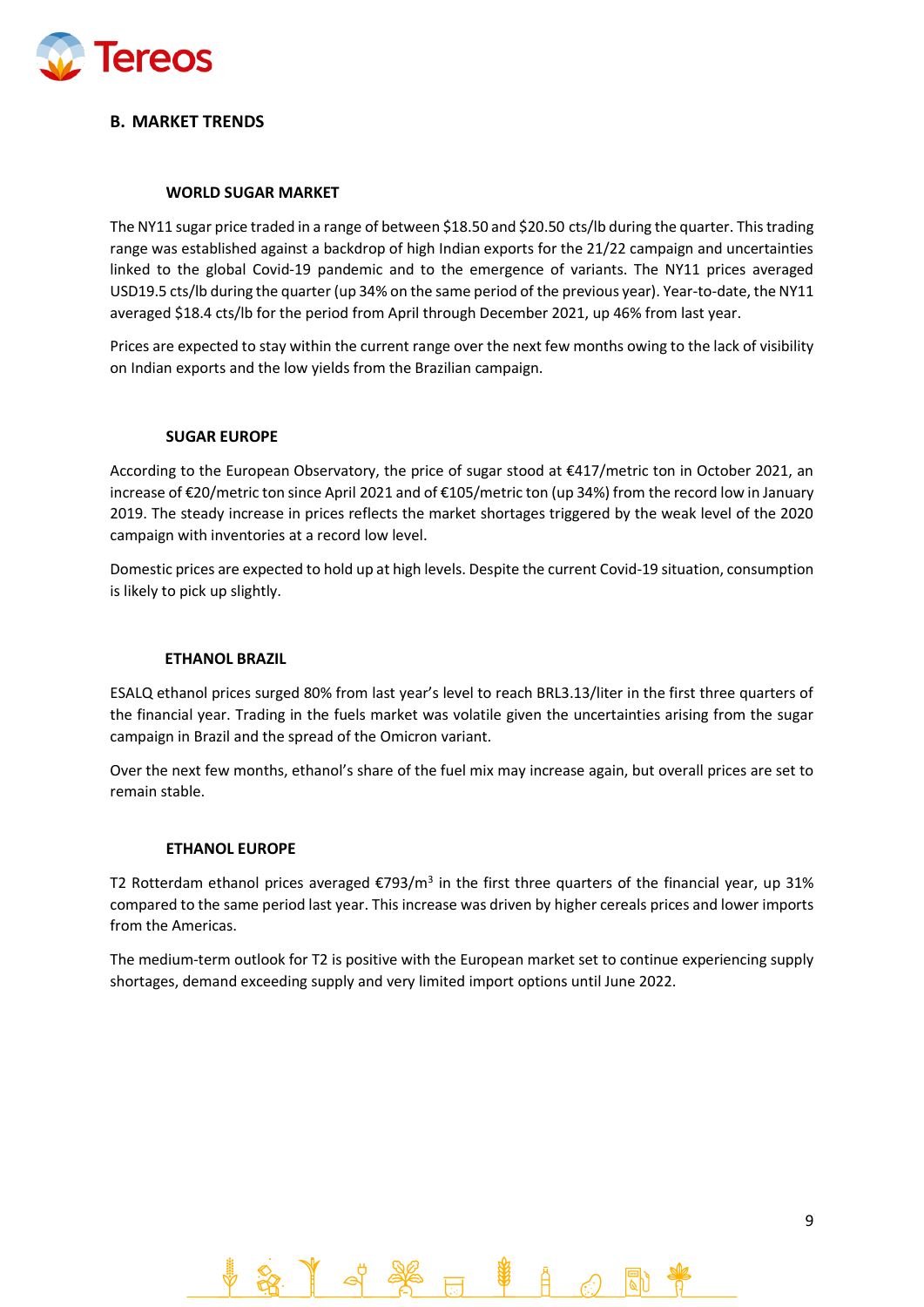## B. MARKET TRENDS

### WORLD SUGAR MARKET

The NY11 sugar price traded in a range of between $18.50 and $20.50 cts/lb during the quarter. This trading range was established against a backdrop of high Indian exports for the 21/22 campaign and uncertainties linked to the global Covid-19 pandemic and to the emergence of variants. The NY11 prices averaged USD19.5 cts/lb during the quarter (up 34% on the same period of the previous year). Year-to-date, the NY11 averaged $18.4 cts/lb for the period from April through December 2021, up 46% from last year.

Prices are expected to stay within the current range over the next few months owing to the lack of visibility on Indian exports and the low yields from the Brazilian campaign.

### SUGAR EUROPE

According to the European Observatory, the price of sugar stood at €417/metric ton in October 2021, an increase of €20/metric ton since April 2021 and of €105/metric ton (up 34%) from the record low in January 2019. The steady increase in prices reflects the market shortages triggered by the weak level of the 2020 campaign with inventories at a record low level.

Domestic prices are expected to hold up at high levels. Despite the current Covid-19 situation, consumption is likely to pick up slightly.

### ETHANOL BRAZIL

ESALQ ethanol prices surged 80% from last year's level to reach BRL3.13/liter in the first three quarters of the financial year. Trading in the fuels market was volatile given the uncertainties arising from the sugar campaign in Brazil and the spread of the Omicron variant.

Over the next few months, ethanol's share of the fuel mix may increase again, but overall prices are set to remain stable.

### ETHANOL EUROPE

T2 Rotterdam ethanol prices averaged €793/$m^3$ in the first three quarters of the financial year, up 31% compared to the same period last year. This increase was driven by higher cereals prices and lower imports from the Americas.

The medium-term outlook for T2 is positive with the European market set to continue experiencing supply shortages, demand exceeding supply and very limited import options until June 2022.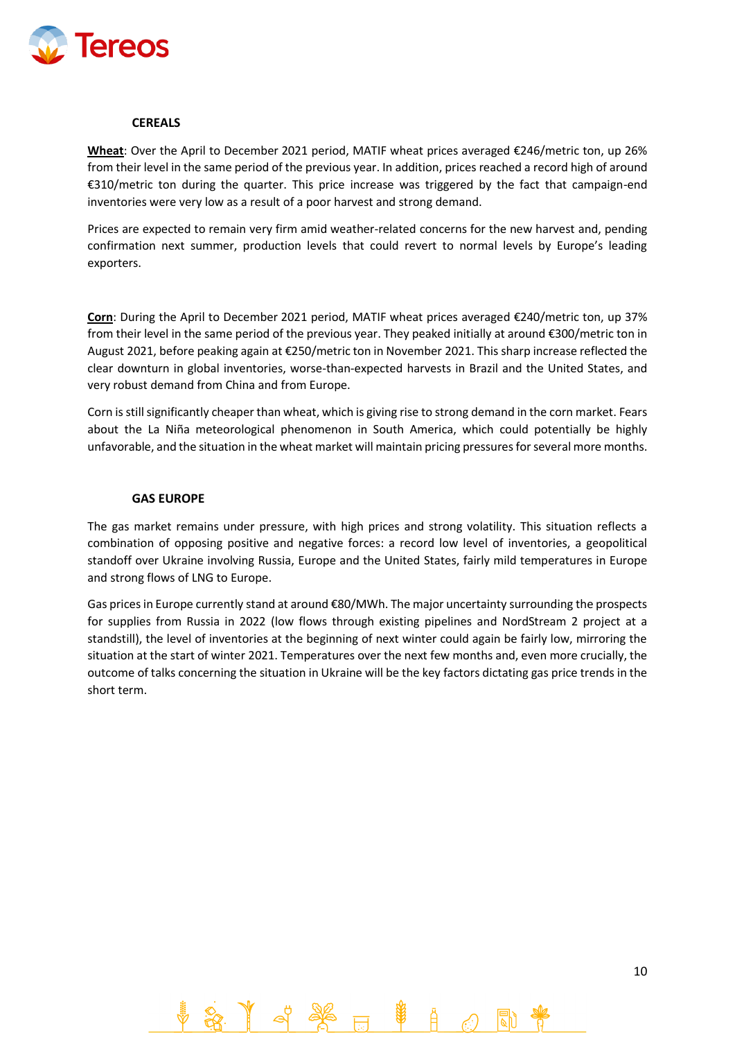## CEREALS

**Wheat**: Over the April to December 2021 period, MATIF wheat prices averaged €246/metric ton, up 26% from their level in the same period of the previous year. In addition, prices reached a record high of around €310/metric ton during the quarter. This price increase was triggered by the fact that campaign-end inventories were very low as a result of a poor harvest and strong demand.

Prices are expected to remain very firm amid weather-related concerns for the new harvest and, pending confirmation next summer, production levels that could revert to normal levels by Europe's leading exporters.

**Corn**: During the April to December 2021 period, MATIF wheat prices averaged €240/metric ton, up 37% from their level in the same period of the previous year. They peaked initially at around €300/metric ton in August 2021, before peaking again at €250/metric ton in November 2021. This sharp increase reflected the clear downturn in global inventories, worse-than-expected harvests in Brazil and the United States, and very robust demand from China and from Europe.

Corn is still significantly cheaper than wheat, which is giving rise to strong demand in the corn market. Fears about the La Niña meteorological phenomenon in South America, which could potentially be highly unfavorable, and the situation in the wheat market will maintain pricing pressures for several more months.

## GAS EUROPE

The gas market remains under pressure, with high prices and strong volatility. This situation reflects a combination of opposing positive and negative forces: a record low level of inventories, a geopolitical standoff over Ukraine involving Russia, Europe and the United States, fairly mild temperatures in Europe and strong flows of LNG to Europe.

Gas prices in Europe currently stand at around €80/MWh. The major uncertainty surrounding the prospects for supplies from Russia in 2022 (low flows through existing pipelines and NordStream 2 project at a standstill), the level of inventories at the beginning of next winter could again be fairly low, mirroring the situation at the start of winter 2021. Temperatures over the next few months and, even more crucially, the outcome of talks concerning the situation in Ukraine will be the key factors dictating gas price trends in the short term.